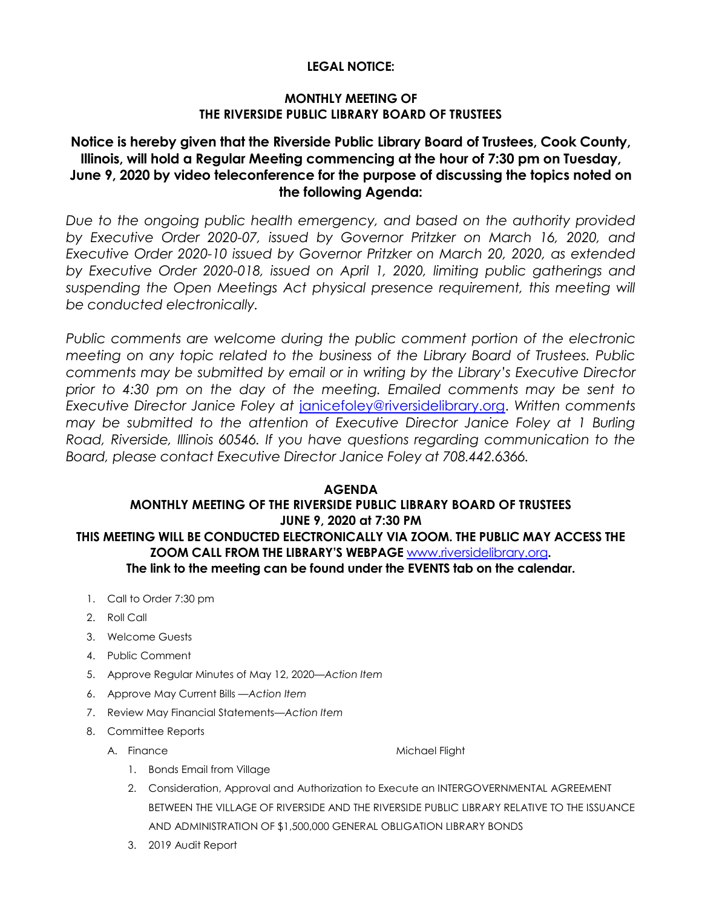**LEGAL NOTICE:**

**MONTHLY MEETING OF**
**THE RIVERSIDE PUBLIC LIBRARY BOARD OF TRUSTEES**

**Notice is hereby given that the Riverside Public Library Board of Trustees, Cook County, Illinois, will hold a Regular Meeting commencing at the hour of 7:30 pm on Tuesday, June 9, 2020 by video teleconference for the purpose of discussing the topics noted on the following Agenda:**

*Due to the ongoing public health emergency, and based on the authority provided by Executive Order 2020-07, issued by Governor Pritzker on March 16, 2020, and Executive Order 2020-10 issued by Governor Pritzker on March 20, 2020, as extended by Executive Order 2020-018, issued on April 1, 2020, limiting public gatherings and suspending the Open Meetings Act physical presence requirement, this meeting will be conducted electronically.*

*Public comments are welcome during the public comment portion of the electronic meeting on any topic related to the business of the Library Board of Trustees. Public comments may be submitted by email or in writing by the Library's Executive Director prior to 4:30 pm on the day of the meeting. Emailed comments may be sent to Executive Director Janice Foley at* janicefoley@riversidelibrary.org. *Written comments may be submitted to the attention of Executive Director Janice Foley at 1 Burling Road, Riverside, Illinois 60546. If you have questions regarding communication to the Board, please contact Executive Director Janice Foley at 708.442.6366.*

**AGENDA**
**MONTHLY MEETING OF THE RIVERSIDE PUBLIC LIBRARY BOARD OF TRUSTEES**
**JUNE 9, 2020 at 7:30 PM**
**THIS MEETING WILL BE CONDUCTED ELECTRONICALLY VIA ZOOM. THE PUBLIC MAY ACCESS THE ZOOM CALL FROM THE LIBRARY'S WEBPAGE** www.riversidelibrary.org**.**
**The link to the meeting can be found under the EVENTS tab on the calendar.**

1. Call to Order 7:30 pm
2. Roll Call
3. Welcome Guests
4. Public Comment
5. Approve Regular Minutes of May 12, 2020—*Action Item*
6. Approve May Current Bills —*Action Item*
7. Review May Financial Statements—*Action Item*
8. Committee Reports
   A. Finance — Michael Flight
      1. Bonds Email from Village
      2. Consideration, Approval and Authorization to Execute an INTERGOVERNMENTAL AGREEMENT BETWEEN THE VILLAGE OF RIVERSIDE AND THE RIVERSIDE PUBLIC LIBRARY RELATIVE TO THE ISSUANCE AND ADMINISTRATION OF $1,500,000 GENERAL OBLIGATION LIBRARY BONDS
      3. 2019 Audit Report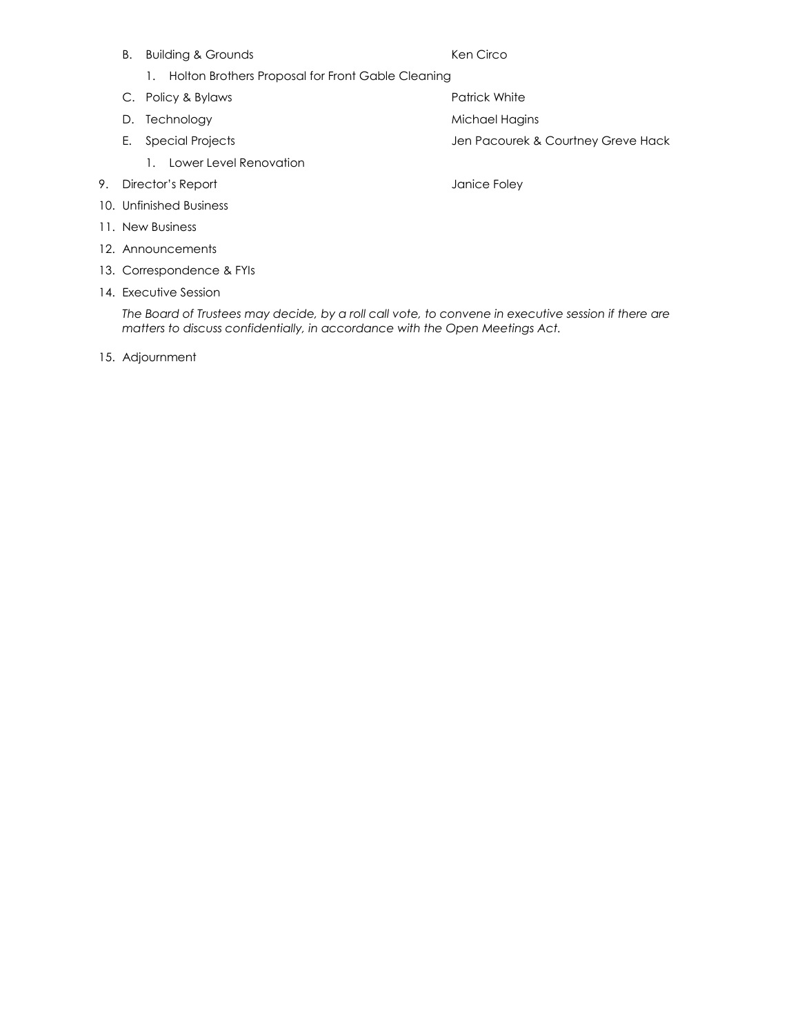B. Building & Grounds — Ken Circo
   1. Holton Brothers Proposal for Front Gable Cleaning
C. Policy & Bylaws — Patrick White
D. Technology — Michael Hagins
E. Special Projects — Jen Pacourek & Courtney Greve Hack
   1. Lower Level Renovation

9. Director's Report — Janice Foley
10. Unfinished Business
11. New Business
12. Announcements
13. Correspondence & FYIs
14. Executive Session

    *The Board of Trustees may decide, by a roll call vote, to convene in executive session if there are matters to discuss confidentially, in accordance with the Open Meetings Act.*

15. Adjournment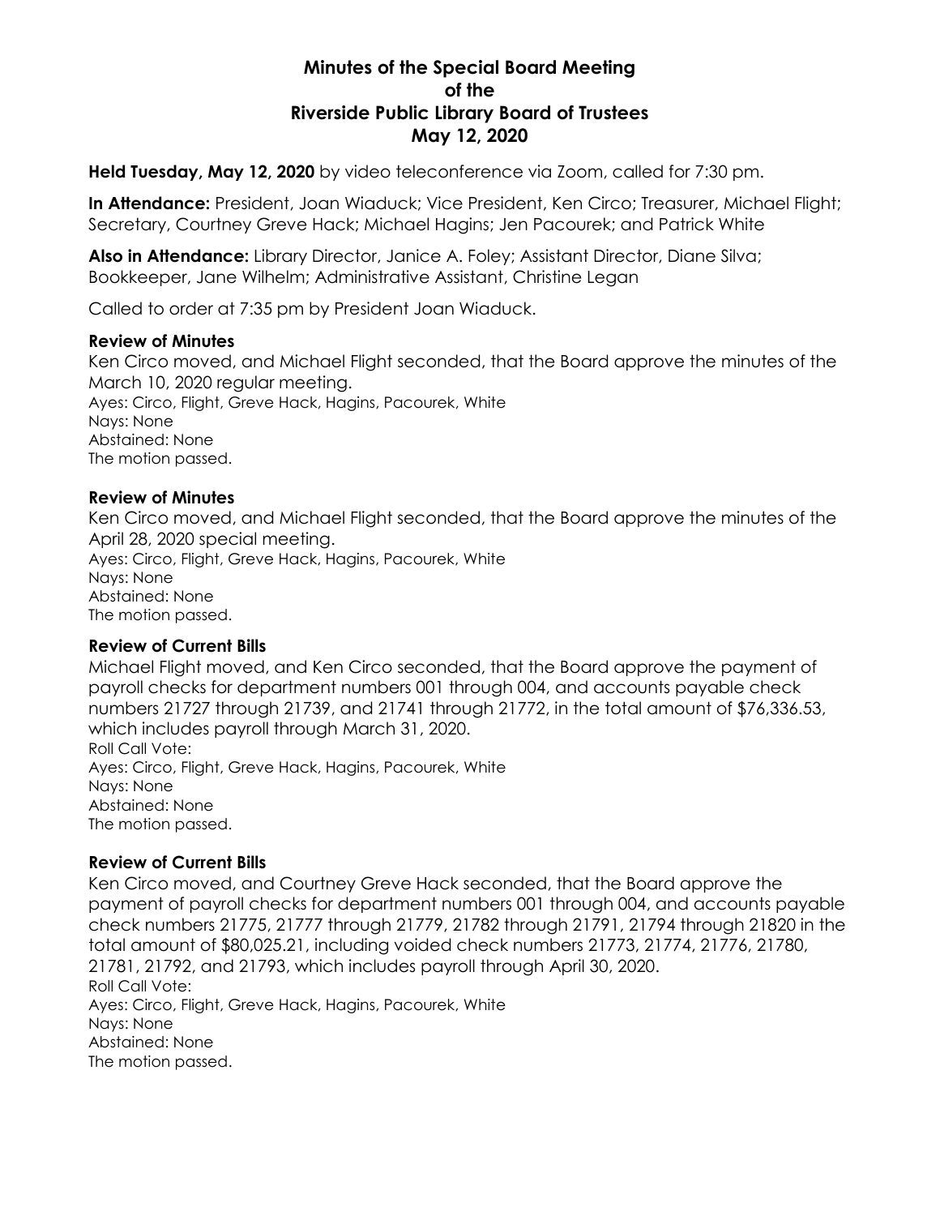# Minutes of the Special Board Meeting of the Riverside Public Library Board of Trustees May 12, 2020

**Held Tuesday, May 12, 2020** by video teleconference via Zoom, called for 7:30 pm.

**In Attendance:** President, Joan Wiaduck; Vice President, Ken Circo; Treasurer, Michael Flight; Secretary, Courtney Greve Hack; Michael Hagins; Jen Pacourek; and Patrick White

**Also in Attendance:** Library Director, Janice A. Foley; Assistant Director, Diane Silva; Bookkeeper, Jane Wilhelm; Administrative Assistant, Christine Legan

Called to order at 7:35 pm by President Joan Wiaduck.

### Review of Minutes

Ken Circo moved, and Michael Flight seconded, that the Board approve the minutes of the March 10, 2020 regular meeting.
Ayes: Circo, Flight, Greve Hack, Hagins, Pacourek, White
Nays: None
Abstained: None
The motion passed.

### Review of Minutes

Ken Circo moved, and Michael Flight seconded, that the Board approve the minutes of the April 28, 2020 special meeting.
Ayes: Circo, Flight, Greve Hack, Hagins, Pacourek, White
Nays: None
Abstained: None
The motion passed.

### Review of Current Bills

Michael Flight moved, and Ken Circo seconded, that the Board approve the payment of payroll checks for department numbers 001 through 004, and accounts payable check numbers 21727 through 21739, and 21741 through 21772, in the total amount of $76,336.53, which includes payroll through March 31, 2020.
Roll Call Vote:
Ayes: Circo, Flight, Greve Hack, Hagins, Pacourek, White
Nays: None
Abstained: None
The motion passed.

### Review of Current Bills

Ken Circo moved, and Courtney Greve Hack seconded, that the Board approve the payment of payroll checks for department numbers 001 through 004, and accounts payable check numbers 21775, 21777 through 21779, 21782 through 21791, 21794 through 21820 in the total amount of $80,025.21, including voided check numbers 21773, 21774, 21776, 21780, 21781, 21792, and 21793, which includes payroll through April 30, 2020.
Roll Call Vote:
Ayes: Circo, Flight, Greve Hack, Hagins, Pacourek, White
Nays: None
Abstained: None
The motion passed.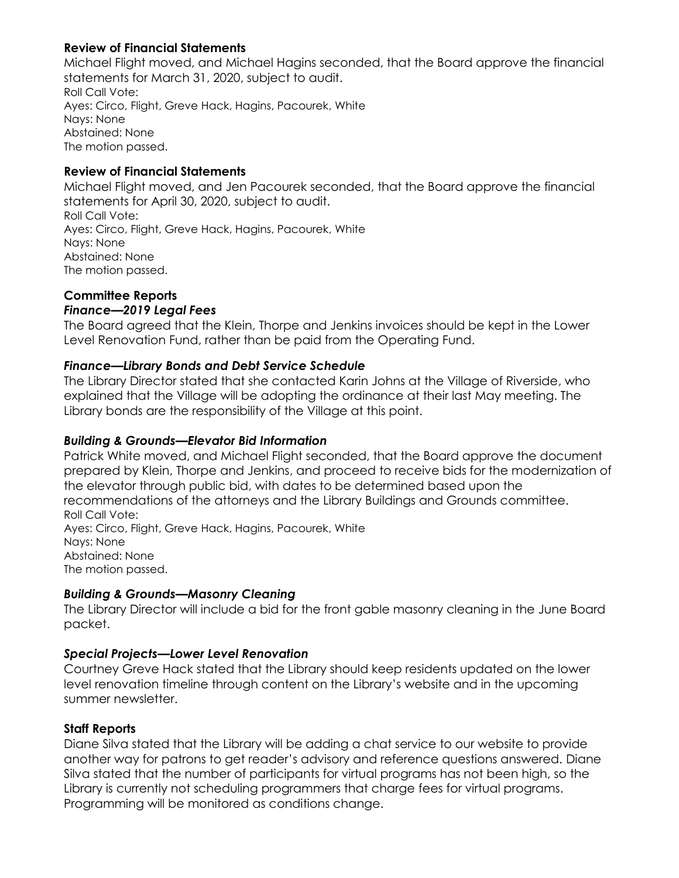### Review of Financial Statements

Michael Flight moved, and Michael Hagins seconded, that the Board approve the financial statements for March 31, 2020, subject to audit.
Roll Call Vote:
Ayes: Circo, Flight, Greve Hack, Hagins, Pacourek, White
Nays: None
Abstained: None
The motion passed.

### Review of Financial Statements

Michael Flight moved, and Jen Pacourek seconded, that the Board approve the financial statements for April 30, 2020, subject to audit.
Roll Call Vote:
Ayes: Circo, Flight, Greve Hack, Hagins, Pacourek, White
Nays: None
Abstained: None
The motion passed.

### Committee Reports

#### *Finance—2019 Legal Fees*

The Board agreed that the Klein, Thorpe and Jenkins invoices should be kept in the Lower Level Renovation Fund, rather than be paid from the Operating Fund.

#### *Finance—Library Bonds and Debt Service Schedule*

The Library Director stated that she contacted Karin Johns at the Village of Riverside, who explained that the Village will be adopting the ordinance at their last May meeting. The Library bonds are the responsibility of the Village at this point.

#### *Building & Grounds—Elevator Bid Information*

Patrick White moved, and Michael Flight seconded, that the Board approve the document prepared by Klein, Thorpe and Jenkins, and proceed to receive bids for the modernization of the elevator through public bid, with dates to be determined based upon the recommendations of the attorneys and the Library Buildings and Grounds committee.
Roll Call Vote:
Ayes: Circo, Flight, Greve Hack, Hagins, Pacourek, White
Nays: None
Abstained: None
The motion passed.

#### *Building & Grounds—Masonry Cleaning*

The Library Director will include a bid for the front gable masonry cleaning in the June Board packet.

#### *Special Projects—Lower Level Renovation*

Courtney Greve Hack stated that the Library should keep residents updated on the lower level renovation timeline through content on the Library's website and in the upcoming summer newsletter.

### Staff Reports

Diane Silva stated that the Library will be adding a chat service to our website to provide another way for patrons to get reader's advisory and reference questions answered. Diane Silva stated that the number of participants for virtual programs has not been high, so the Library is currently not scheduling programmers that charge fees for virtual programs. Programming will be monitored as conditions change.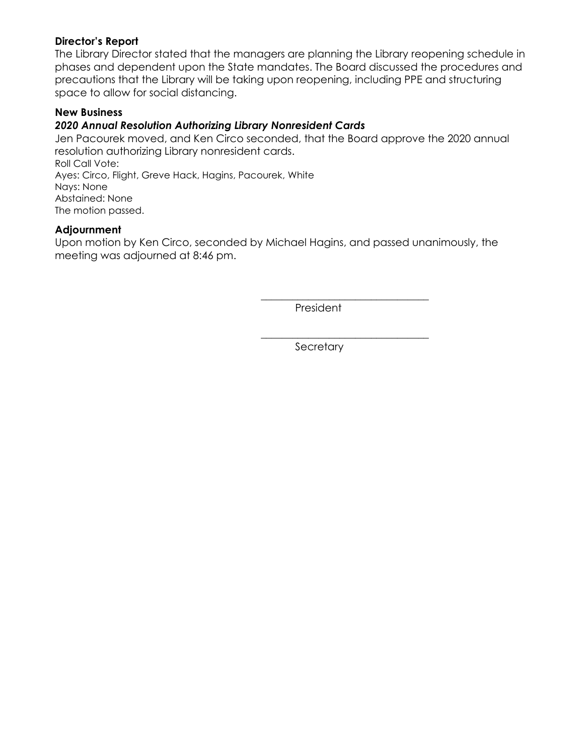**Director's Report**

The Library Director stated that the managers are planning the Library reopening schedule in phases and dependent upon the State mandates. The Board discussed the procedures and precautions that the Library will be taking upon reopening, including PPE and structuring space to allow for social distancing.

**New Business**

***2020 Annual Resolution Authorizing Library Nonresident Cards***

Jen Pacourek moved, and Ken Circo seconded, that the Board approve the 2020 annual resolution authorizing Library nonresident cards.

Roll Call Vote:
Ayes: Circo, Flight, Greve Hack, Hagins, Pacourek, White
Nays: None
Abstained: None
The motion passed.

**Adjournment**

Upon motion by Ken Circo, seconded by Michael Hagins, and passed unanimously, the meeting was adjourned at 8:46 pm.

\_\_\_\_\_\_\_\_\_\_\_\_\_\_\_\_\_\_\_\_\_\_\_\_\_\_\_\_\_\_\_\_
President

\_\_\_\_\_\_\_\_\_\_\_\_\_\_\_\_\_\_\_\_\_\_\_\_\_\_\_\_\_\_\_\_
Secretary